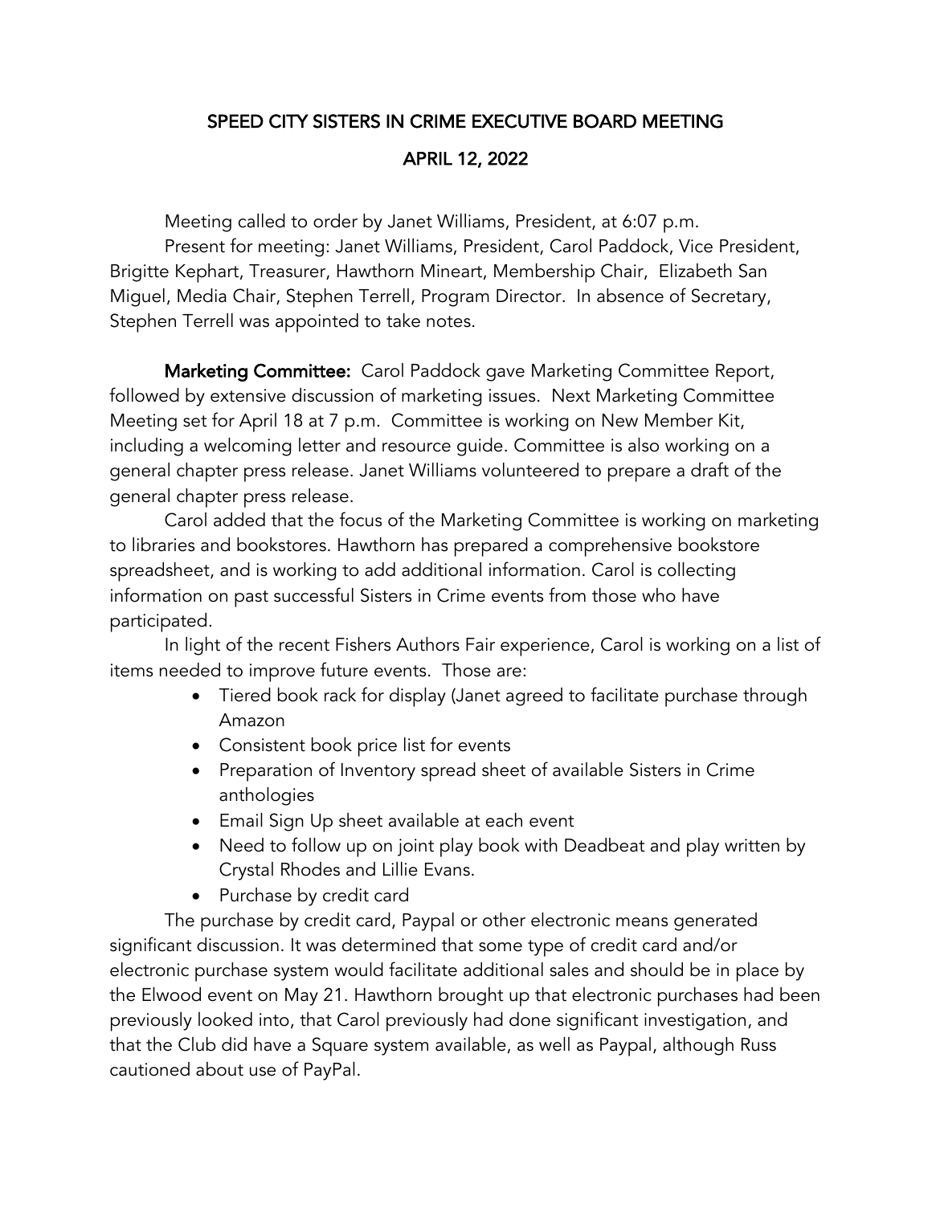# SPEED CITY SISTERS IN CRIME EXECUTIVE BOARD MEETING

## APRIL 12, 2022

Meeting called to order by Janet Williams, President, at 6:07 p.m.

Present for meeting: Janet Williams, President, Carol Paddock, Vice President, Brigitte Kephart, Treasurer, Hawthorn Mineart, Membership Chair, Elizabeth San Miguel, Media Chair, Stephen Terrell, Program Director. In absence of Secretary, Stephen Terrell was appointed to take notes.

**Marketing Committee:** Carol Paddock gave Marketing Committee Report, followed by extensive discussion of marketing issues. Next Marketing Committee Meeting set for April 18 at 7 p.m. Committee is working on New Member Kit, including a welcoming letter and resource guide. Committee is also working on a general chapter press release. Janet Williams volunteered to prepare a draft of the general chapter press release.

Carol added that the focus of the Marketing Committee is working on marketing to libraries and bookstores. Hawthorn has prepared a comprehensive bookstore spreadsheet, and is working to add additional information. Carol is collecting information on past successful Sisters in Crime events from those who have participated.

In light of the recent Fishers Authors Fair experience, Carol is working on a list of items needed to improve future events. Those are:

- Tiered book rack for display (Janet agreed to facilitate purchase through Amazon
- Consistent book price list for events
- Preparation of Inventory spread sheet of available Sisters in Crime anthologies
- Email Sign Up sheet available at each event
- Need to follow up on joint play book with Deadbeat and play written by Crystal Rhodes and Lillie Evans.
- Purchase by credit card

The purchase by credit card, Paypal or other electronic means generated significant discussion. It was determined that some type of credit card and/or electronic purchase system would facilitate additional sales and should be in place by the Elwood event on May 21. Hawthorn brought up that electronic purchases had been previously looked into, that Carol previously had done significant investigation, and that the Club did have a Square system available, as well as Paypal, although Russ cautioned about use of PayPal.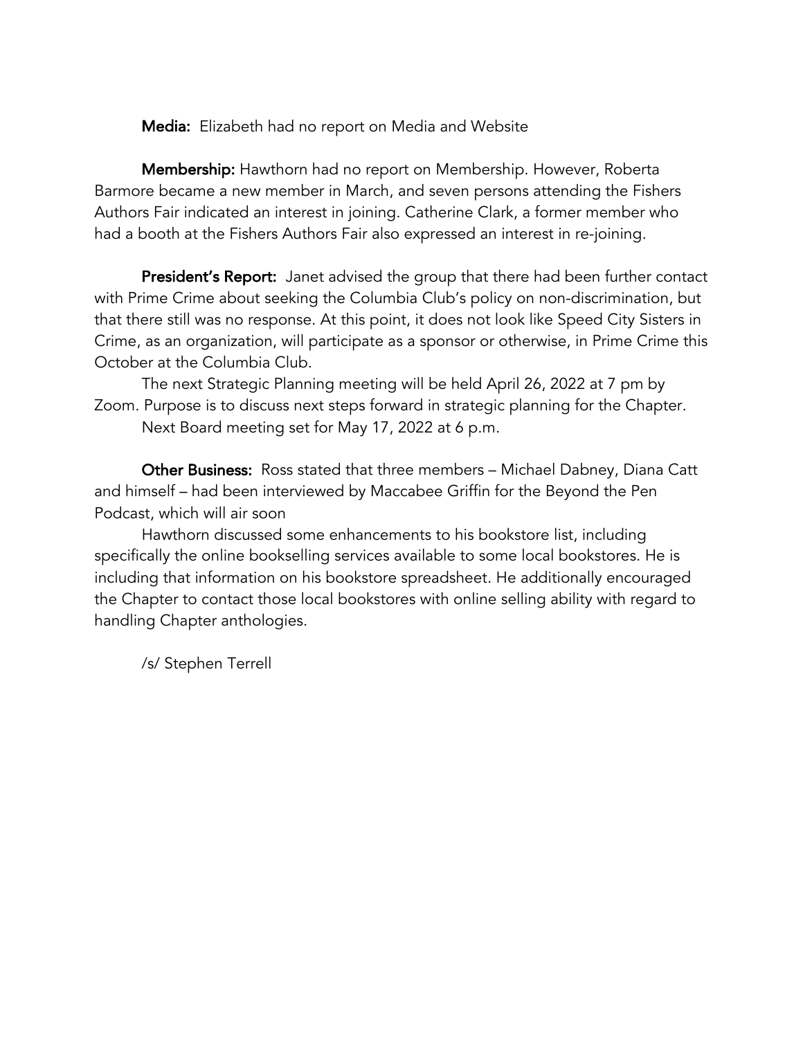**Media:** Elizabeth had no report on Media and Website

**Membership:** Hawthorn had no report on Membership. However, Roberta Barmore became a new member in March, and seven persons attending the Fishers Authors Fair indicated an interest in joining. Catherine Clark, a former member who had a booth at the Fishers Authors Fair also expressed an interest in re-joining.

**President's Report:** Janet advised the group that there had been further contact with Prime Crime about seeking the Columbia Club's policy on non-discrimination, but that there still was no response. At this point, it does not look like Speed City Sisters in Crime, as an organization, will participate as a sponsor or otherwise, in Prime Crime this October at the Columbia Club.

The next Strategic Planning meeting will be held April 26, 2022 at 7 pm by Zoom. Purpose is to discuss next steps forward in strategic planning for the Chapter.

Next Board meeting set for May 17, 2022 at 6 p.m.

**Other Business:** Ross stated that three members – Michael Dabney, Diana Catt and himself – had been interviewed by Maccabee Griffin for the Beyond the Pen Podcast, which will air soon

Hawthorn discussed some enhancements to his bookstore list, including specifically the online bookselling services available to some local bookstores. He is including that information on his bookstore spreadsheet. He additionally encouraged the Chapter to contact those local bookstores with online selling ability with regard to handling Chapter anthologies.

/s/ Stephen Terrell